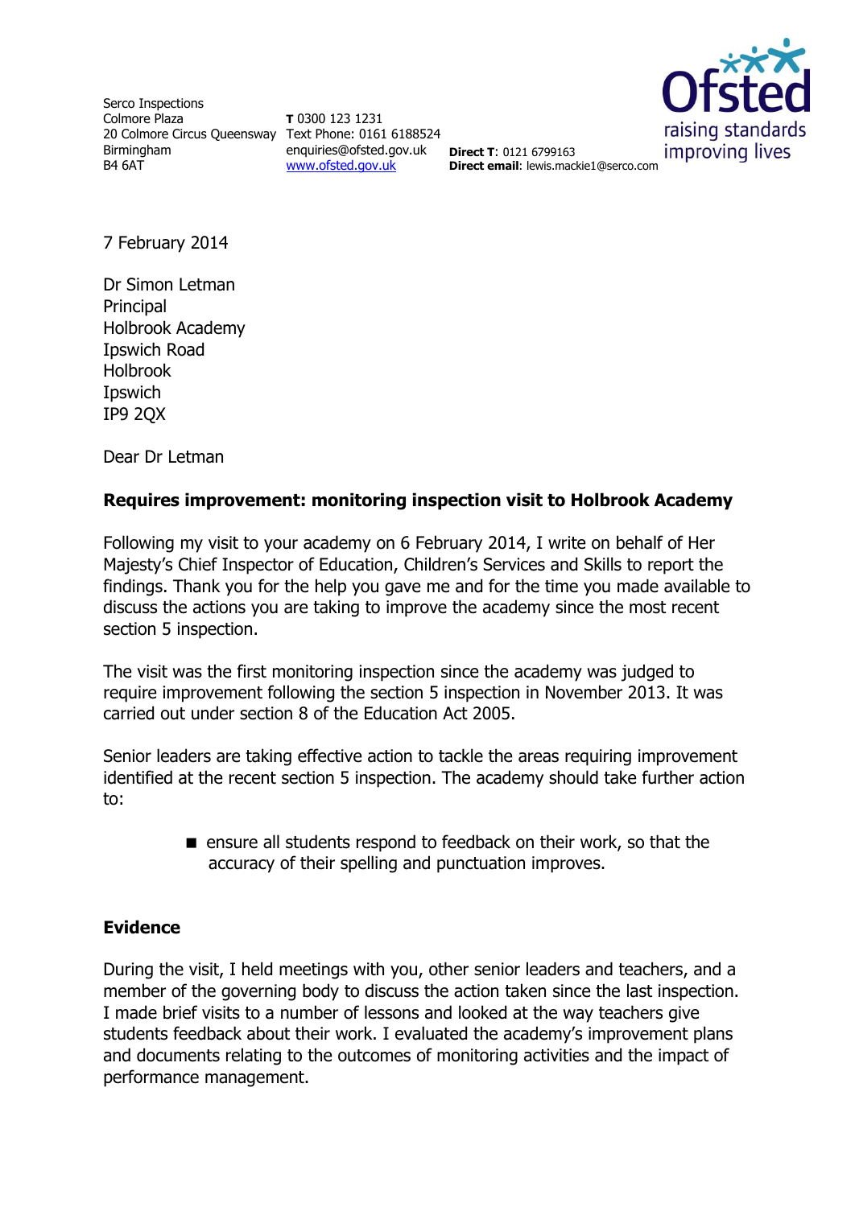Serco Inspections
Colmore Plaza
20 Colmore Circus Queensway
Birmingham
B4 6AT

**T** 0300 123 1231
Text Phone: 0161 6188524
enquiries@ofsted.gov.uk
www.ofsted.gov.uk

**Direct T**: 0121 6799163
**Direct email**: lewis.mackie1@serco.com

Ofsted
raising standards
improving lives

7 February 2014

Dr Simon Letman
Principal
Holbrook Academy
Ipswich Road
Holbrook
Ipswich
IP9 2QX

Dear Dr Letman

**Requires improvement: monitoring inspection visit to Holbrook Academy**

Following my visit to your academy on 6 February 2014, I write on behalf of Her Majesty's Chief Inspector of Education, Children's Services and Skills to report the findings. Thank you for the help you gave me and for the time you made available to discuss the actions you are taking to improve the academy since the most recent section 5 inspection.

The visit was the first monitoring inspection since the academy was judged to require improvement following the section 5 inspection in November 2013. It was carried out under section 8 of the Education Act 2005.

Senior leaders are taking effective action to tackle the areas requiring improvement identified at the recent section 5 inspection. The academy should take further action to:

- ensure all students respond to feedback on their work, so that the accuracy of their spelling and punctuation improves.

**Evidence**

During the visit, I held meetings with you, other senior leaders and teachers, and a member of the governing body to discuss the action taken since the last inspection. I made brief visits to a number of lessons and looked at the way teachers give students feedback about their work. I evaluated the academy's improvement plans and documents relating to the outcomes of monitoring activities and the impact of performance management.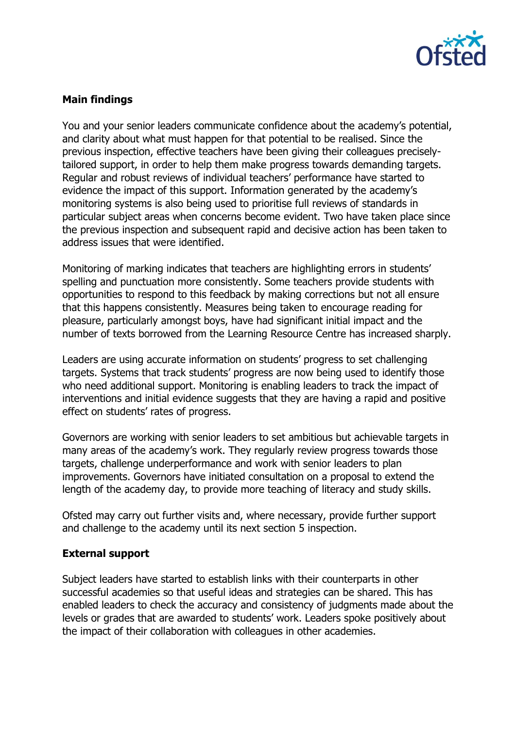## Main findings

You and your senior leaders communicate confidence about the academy's potential, and clarity about what must happen for that potential to be realised. Since the previous inspection, effective teachers have been giving their colleagues precisely-tailored support, in order to help them make progress towards demanding targets. Regular and robust reviews of individual teachers' performance have started to evidence the impact of this support. Information generated by the academy's monitoring systems is also being used to prioritise full reviews of standards in particular subject areas when concerns become evident. Two have taken place since the previous inspection and subsequent rapid and decisive action has been taken to address issues that were identified.

Monitoring of marking indicates that teachers are highlighting errors in students' spelling and punctuation more consistently. Some teachers provide students with opportunities to respond to this feedback by making corrections but not all ensure that this happens consistently. Measures being taken to encourage reading for pleasure, particularly amongst boys, have had significant initial impact and the number of texts borrowed from the Learning Resource Centre has increased sharply.

Leaders are using accurate information on students' progress to set challenging targets. Systems that track students' progress are now being used to identify those who need additional support. Monitoring is enabling leaders to track the impact of interventions and initial evidence suggests that they are having a rapid and positive effect on students' rates of progress.

Governors are working with senior leaders to set ambitious but achievable targets in many areas of the academy's work. They regularly review progress towards those targets, challenge underperformance and work with senior leaders to plan improvements. Governors have initiated consultation on a proposal to extend the length of the academy day, to provide more teaching of literacy and study skills.

Ofsted may carry out further visits and, where necessary, provide further support and challenge to the academy until its next section 5 inspection.

## External support

Subject leaders have started to establish links with their counterparts in other successful academies so that useful ideas and strategies can be shared. This has enabled leaders to check the accuracy and consistency of judgments made about the levels or grades that are awarded to students' work. Leaders spoke positively about the impact of their collaboration with colleagues in other academies.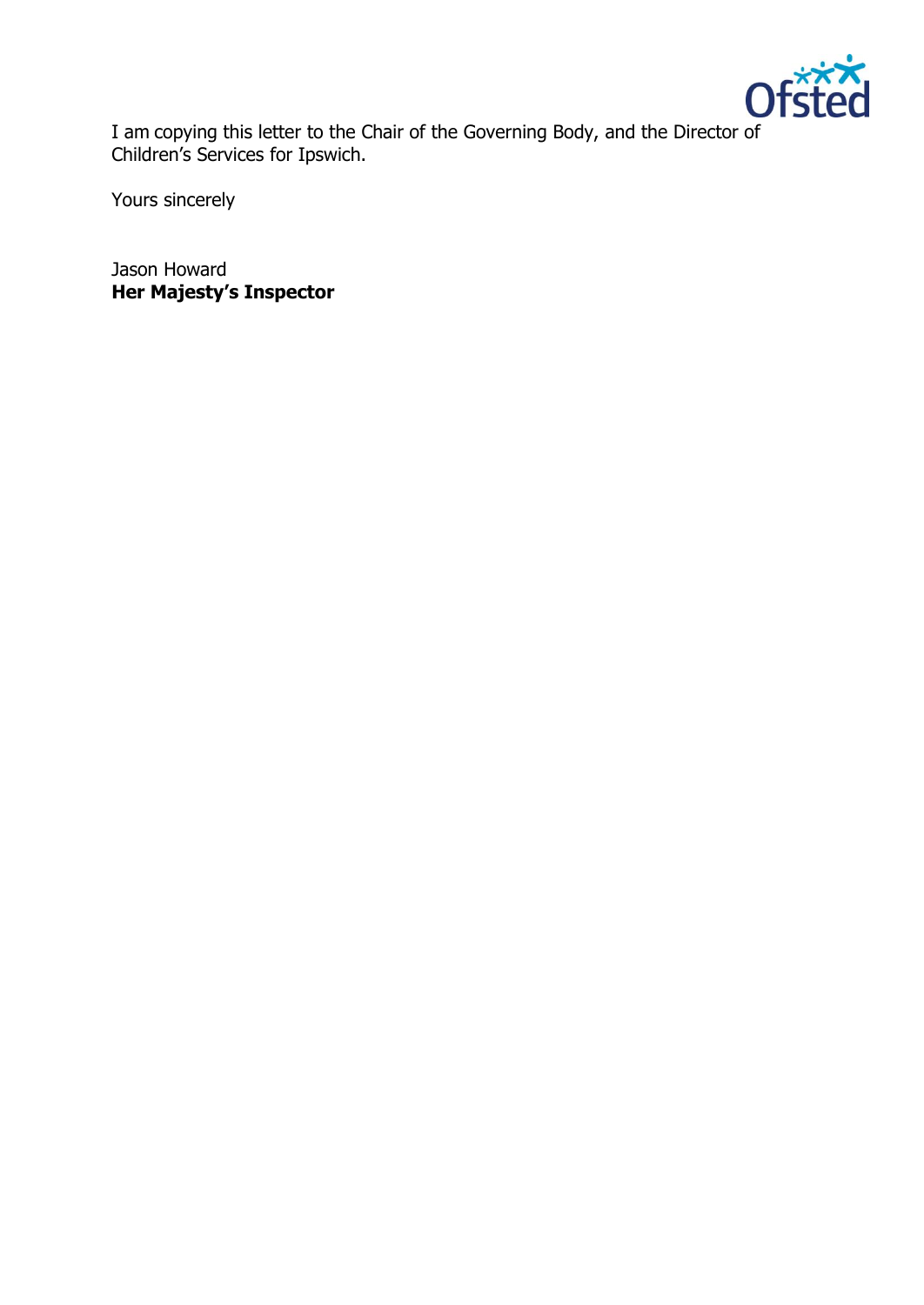I am copying this letter to the Chair of the Governing Body, and the Director of Children's Services for Ipswich.

Yours sincerely

Jason Howard
**Her Majesty's Inspector**